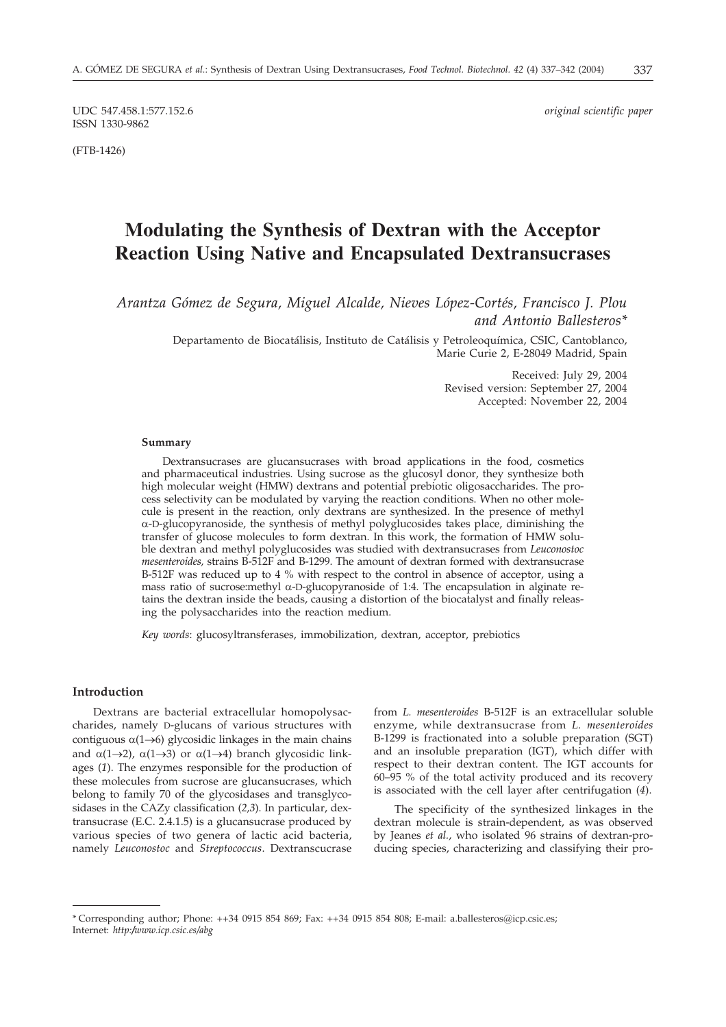UDC 547.458.1:577.152.6 *original scientific paper*
ISSN 1330-9862

(FTB-1426)

# Modulating the Synthesis of Dextran with the Acceptor Reaction Using Native and Encapsulated Dextransucrases

*Arantza Gómez de Segura, Miguel Alcalde, Nieves López-Cortés, Francisco J. Plou and Antonio Ballesteros\**

Departamento de Biocatálisis, Instituto de Catálisis y Petroleoquímica, CSIC, Cantoblanco, Marie Curie 2, E-28049 Madrid, Spain

Received: July 29, 2004
Revised version: September 27, 2004
Accepted: November 22, 2004

#### Summary

Dextransucrases are glucansucrases with broad applications in the food, cosmetics and pharmaceutical industries. Using sucrose as the glucosyl donor, they synthesize both high molecular weight (HMW) dextrans and potential prebiotic oligosaccharides. The process selectivity can be modulated by varying the reaction conditions. When no other molecule is present in the reaction, only dextrans are synthesized. In the presence of methyl α-D-glucopyranoside, the synthesis of methyl polyglucosides takes place, diminishing the transfer of glucose molecules to form dextran. In this work, the formation of HMW soluble dextran and methyl polyglucosides was studied with dextransucrases from *Leuconostoc mesenteroides*, strains B-512F and B-1299. The amount of dextran formed with dextransucrase B-512F was reduced up to 4 % with respect to the control in absence of acceptor, using a mass ratio of sucrose:methyl α-D-glucopyranoside of 1:4. The encapsulation in alginate retains the dextran inside the beads, causing a distortion of the biocatalyst and finally releasing the polysaccharides into the reaction medium.

*Key words*: glucosyltransferases, immobilization, dextran, acceptor, prebiotics

#### Introduction

Dextrans are bacterial extracellular homopolysaccharides, namely D-glucans of various structures with contiguous α(1→6) glycosidic linkages in the main chains and α(1→2), α(1→3) or α(1→4) branch glycosidic linkages (*1*). The enzymes responsible for the production of these molecules from sucrose are glucansucrases, which belong to family 70 of the glycosidases and transglycosidases in the CAZy classification (*2,3*). In particular, dextransucrase (E.C. 2.4.1.5) is a glucansucrase produced by various species of two genera of lactic acid bacteria, namely *Leuconostoc* and *Streptococcus*. Dextranscucrase from *L. mesenteroides* B-512F is an extracellular soluble enzyme, while dextransucrase from *L. mesenteroides* B-1299 is fractionated into a soluble preparation (SGT) and an insoluble preparation (IGT), which differ with respect to their dextran content. The IGT accounts for 60–95 % of the total activity produced and its recovery is associated with the cell layer after centrifugation (*4*).

The specificity of the synthesized linkages in the dextran molecule is strain-dependent, as was observed by Jeanes *et al.*, who isolated 96 strains of dextran-producing species, characterizing and classifying their pro-

\* Corresponding author; Phone: ++34 0915 854 869; Fax: ++34 0915 854 808; E-mail: a.ballesteros@icp.csic.es;
Internet: *http:/www.icp.csic.es/abg*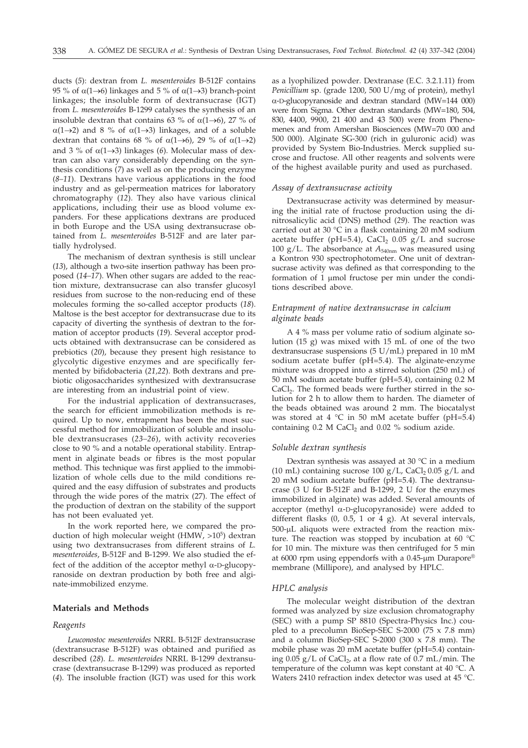ducts (*5*): dextran from *L. mesenteroides* B-512F contains 95 % of α(1→6) linkages and 5 % of α(1→3) branch-point linkages; the insoluble form of dextransucrase (IGT) from *L. mesenteroides* B-1299 catalyses the synthesis of an insoluble dextran that contains 63 % of α(1→6), 27 % of α(1→2) and 8 % of α(1→3) linkages, and of a soluble dextran that contains 68 % of α(1→6), 29 % of α(1→2) and 3 % of α(1→3) linkages (*6*). Molecular mass of dextran can also vary considerably depending on the synthesis conditions (*7*) as well as on the producing enzyme (*8–11*). Dextrans have various applications in the food industry and as gel-permeation matrices for laboratory chromatography (*12*). They also have various clinical applications, including their use as blood volume expanders. For these applications dextrans are produced in both Europe and the USA using dextransucrase obtained from *L. mesenteroides* B-512F and are later partially hydrolysed.

The mechanism of dextran synthesis is still unclear (*13*), although a two-site insertion pathway has been proposed (*14–17*). When other sugars are added to the reaction mixture, dextransucrase can also transfer glucosyl residues from sucrose to the non-reducing end of these molecules forming the so-called acceptor products (*18*). Maltose is the best acceptor for dextransucrase due to its capacity of diverting the synthesis of dextran to the formation of acceptor products (*19*). Several acceptor products obtained with dextransucrase can be considered as prebiotics (*20*), because they present high resistance to glycolytic digestive enzymes and are specifically fermented by bifidobacteria (*21,22*). Both dextrans and prebiotic oligosaccharides synthesized with dextransucrase are interesting from an industrial point of view.

For the industrial application of dextransucrases, the search for efficient immobilization methods is required. Up to now, entrapment has been the most successful method for immobilization of soluble and insoluble dextransucrases (*23–26*), with activity recoveries close to 90 % and a notable operational stability. Entrapment in alginate beads or fibres is the most popular method. This technique was first applied to the immobilization of whole cells due to the mild conditions required and the easy diffusion of substrates and products through the wide pores of the matrix (*27*). The effect of the production of dextran on the stability of the support has not been evaluated yet.

In the work reported here, we compared the production of high molecular weight (HMW, $>10^5$) dextran using two dextransucrases from different strains of *L. mesenteroides*, B-512F and B-1299. We also studied the effect of the addition of the acceptor methyl α-D-glucopyranoside on dextran production by both free and alginate-immobilized enzyme.

## Materials and Methods

### *Reagents*

*Leuconostoc mesenteroides* NRRL B-512F dextransucrase (dextransucrase B-512F) was obtained and purified as described (*28*). *L. mesenteroides* NRRL B-1299 dextransucrase (dextransucrase B-1299) was produced as reported (*4*). The insoluble fraction (IGT) was used for this work as a lyophilized powder. Dextranase (E.C. 3.2.1.11) from *Penicillium* sp. (grade 1200, 500 U/mg of protein), methyl α-D-glucopyranoside and dextran standard (MW=144 000) were from Sigma. Other dextran standards (MW=180, 504, 830, 4400, 9900, 21 400 and 43 500) were from Phenomenex and from Amershan Biosciences (MW=70 000 and 500 000). Alginate SG-300 (rich in guluronic acid) was provided by System Bio-Industries. Merck supplied sucrose and fructose. All other reagents and solvents were of the highest available purity and used as purchased.

### *Assay of dextransucrase activity*

Dextransucrase activity was determined by measuring the initial rate of fructose production using the dinitrosalicylic acid (DNS) method (*29*). The reaction was carried out at 30 °C in a flask containing 20 mM sodium acetate buffer (pH=5.4), $CaCl_2$ 0.05 g/L and sucrose 100 g/L. The absorbance at $A_{540nm}$ was measured using a Kontron 930 spectrophotometer. One unit of dextransucrase activity was defined as that corresponding to the formation of 1 μmol fructose per min under the conditions described above.

### *Entrapment of native dextransucrase in calcium alginate beads*

A 4 % mass per volume ratio of sodium alginate solution (15 g) was mixed with 15 mL of one of the two dextransucrase suspensions (5 U/mL) prepared in 10 mM sodium acetate buffer (pH=5.4). The alginate-enzyme mixture was dropped into a stirred solution (250 mL) of 50 mM sodium acetate buffer (pH=5.4), containing 0.2 M $CaCl_2$. The formed beads were further stirred in the solution for 2 h to allow them to harden. The diameter of the beads obtained was around 2 mm. The biocatalyst was stored at 4 °C in 50 mM acetate buffer (pH=5.4) containing 0.2 M $CaCl_2$ and 0.02 % sodium azide.

### *Soluble dextran synthesis*

Dextran synthesis was assayed at 30 °C in a medium (10 mL) containing sucrose 100 g/L, $CaCl_2$ 0.05 g/L and 20 mM sodium acetate buffer (pH=5.4). The dextransucrase (3 U for B-512F and B-1299, 2 U for the enzymes immobilized in alginate) was added. Several amounts of acceptor (methyl α-D-glucopyranoside) were added to different flasks (0, 0.5, 1 or 4 g). At several intervals, 500-μL aliquots were extracted from the reaction mixture. The reaction was stopped by incubation at 60 °C for 10 min. The mixture was then centrifuged for 5 min at 6000 rpm using eppendorfs with a 0.45-μm Durapore® membrane (Millipore), and analysed by HPLC.

### *HPLC analysis*

The molecular weight distribution of the dextran formed was analyzed by size exclusion chromatography (SEC) with a pump SP 8810 (Spectra-Physics Inc.) coupled to a precolumn BioSep-SEC S-2000 (75 x 7.8 mm) and a column BioSep-SEC S-2000 (300 x 7.8 mm). The mobile phase was 20 mM acetate buffer (pH=5.4) containing 0.05 g/L of $CaCl_2$, at a flow rate of 0.7 mL/min. The temperature of the column was kept constant at 40 °C. A Waters 2410 refraction index detector was used at 45 °C.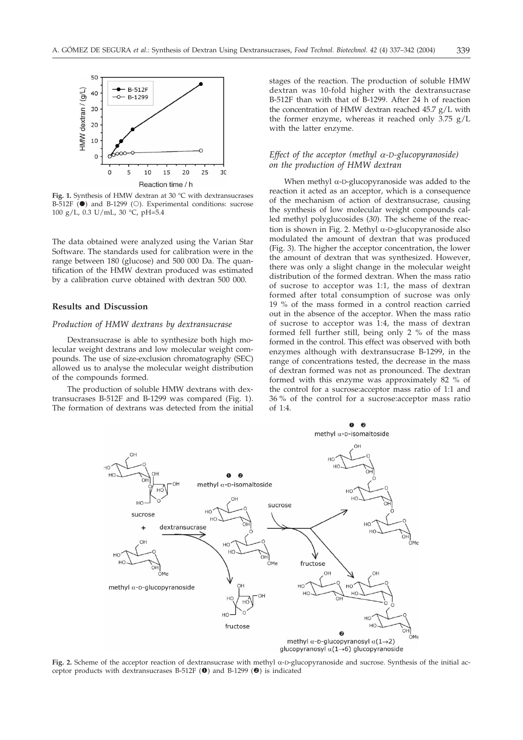**Fig. 1.** Synthesis of HMW dextran at 30 °C with dextransucrases B-512F (●) and B-1299 (○). Experimental conditions: sucrose 100 g/L, 0.3 U/mL, 30 °C, pH=5.4

The data obtained were analyzed using the Varian Star Software. The standards used for calibration were in the range between 180 (glucose) and 500 000 Da. The quantification of the HMW dextran produced was estimated by a calibration curve obtained with dextran 500 000.

## Results and Discussion

### *Production of HMW dextrans by dextransucrase*

Dextransucrase is able to synthesize both high molecular weight dextrans and low molecular weight compounds. The use of size-exclusion chromatography (SEC) allowed us to analyse the molecular weight distribution of the compounds formed.

The production of soluble HMW dextrans with dextransucrases B-512F and B-1299 was compared (Fig. 1). The formation of dextrans was detected from the initial stages of the reaction. The production of soluble HMW dextran was 10-fold higher with the dextransucrase B-512F than with that of B-1299. After 24 h of reaction the concentration of HMW dextran reached 45.7 g/L with the former enzyme, whereas it reached only 3.75 g/L with the latter enzyme.

### *Effect of the acceptor (methyl α-D-glucopyranoside) on the production of HMW dextran*

When methyl α-D-glucopyranoside was added to the reaction it acted as an acceptor, which is a consequence of the mechanism of action of dextransucrase, causing the synthesis of low molecular weight compounds called methyl polyglucosides (*30*). The scheme of the reaction is shown in Fig. 2. Methyl α-D-glucopyranoside also modulated the amount of dextran that was produced (Fig. 3). The higher the acceptor concentration, the lower the amount of dextran that was synthesized. However, there was only a slight change in the molecular weight distribution of the formed dextran. When the mass ratio of sucrose to acceptor was 1:1, the mass of dextran formed after total consumption of sucrose was only 19 % of the mass formed in a control reaction carried out in the absence of the acceptor. When the mass ratio of sucrose to acceptor was 1:4, the mass of dextran formed fell further still, being only 2 % of the mass formed in the control. This effect was observed with both enzymes although with dextransucrase B-1299, in the range of concentrations tested, the decrease in the mass of dextran formed was not as pronounced. The dextran formed with this enzyme was approximately 82 % of the control for a sucrose:acceptor mass ratio of 1:1 and 36 % of the control for a sucrose:acceptor mass ratio of 1:4.

**Fig. 2.** Scheme of the acceptor reaction of dextransucrase with methyl α-D-glucopyranoside and sucrose. Synthesis of the initial acceptor products with dextransucrases B-512F (❶) and B-1299 (❷) is indicated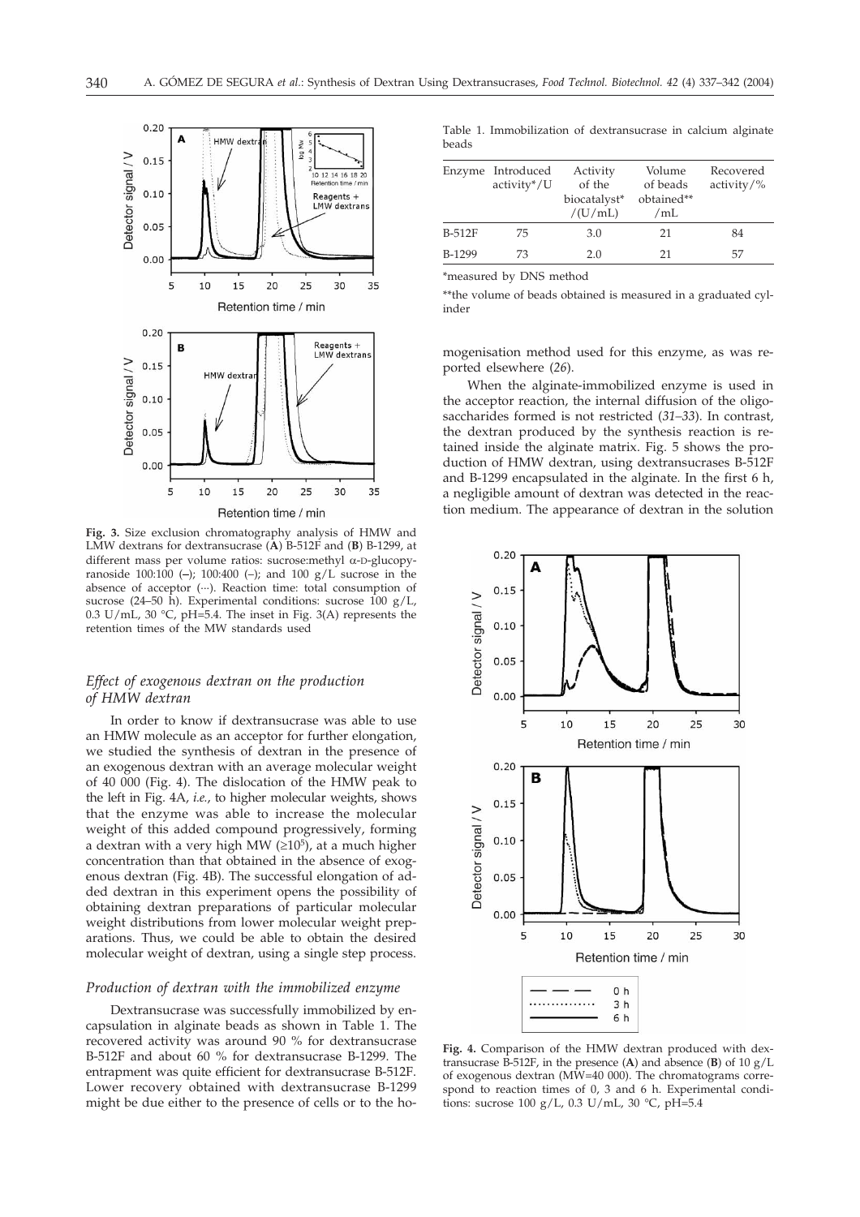**Fig. 3.** Size exclusion chromatography analysis of HMW and LMW dextrans for dextransucrase (**A**) B-512F and (**B**) B-1299, at different mass per volume ratios: sucrose:methyl α-D-glucopyranoside 100:100 (**–**); 100:400 (–); and 100 g/L sucrose in the absence of acceptor (···). Reaction time: total consumption of sucrose (24–50 h). Experimental conditions: sucrose 100 g/L, 0.3 U/mL, 30 °C, pH=5.4. The inset in Fig. 3(A) represents the retention times of the MW standards used

### *Effect of exogenous dextran on the production of HMW dextran*

In order to know if dextransucrase was able to use an HMW molecule as an acceptor for further elongation, we studied the synthesis of dextran in the presence of an exogenous dextran with an average molecular weight of 40 000 (Fig. 4). The dislocation of the HMW peak to the left in Fig. 4A, *i.e.*, to higher molecular weights, shows that the enzyme was able to increase the molecular weight of this added compound progressively, forming a dextran with a very high MW (≥$10^5$), at a much higher concentration than that obtained in the absence of exogenous dextran (Fig. 4B). The successful elongation of added dextran in this experiment opens the possibility of obtaining dextran preparations of particular molecular weight distributions from lower molecular weight preparations. Thus, we could be able to obtain the desired molecular weight of dextran, using a single step process.

### *Production of dextran with the immobilized enzyme*

Dextransucrase was successfully immobilized by encapsulation in alginate beads as shown in Table 1. The recovered activity was around 90 % for dextransucrase B-512F and about 60 % for dextransucrase B-1299. The entrapment was quite efficient for dextransucrase B-512F. Lower recovery obtained with dextransucrase B-1299 might be due either to the presence of cells or to the homogenisation method used for this enzyme, as was reported elsewhere (*26*).

Table 1. Immobilization of dextransucrase in calcium alginate beads

| Enzyme | Introduced activity*/U | Activity of the biocatalyst*/(U/mL) | Volume of beads obtained**/mL | Recovered activity/% |
|---|---|---|---|---|
| B-512F | 75 | 3.0 | 21 | 84 |
| B-1299 | 73 | 2.0 | 21 | 57 |

*measured by DNS method

**the volume of beads obtained is measured in a graduated cylinder

When the alginate-immobilized enzyme is used in the acceptor reaction, the internal diffusion of the oligosaccharides formed is not restricted (*31–33*). In contrast, the dextran produced by the synthesis reaction is retained inside the alginate matrix. Fig. 5 shows the production of HMW dextran, using dextransucrases B-512F and B-1299 encapsulated in the alginate. In the first 6 h, a negligible amount of dextran was detected in the reaction medium. The appearance of dextran in the solution

**Fig. 4.** Comparison of the HMW dextran produced with dextransucrase B-512F, in the presence (**A**) and absence (**B**) of 10 g/L of exogenous dextran (MW=40 000). The chromatograms correspond to reaction times of 0, 3 and 6 h. Experimental conditions: sucrose 100 g/L, 0.3 U/mL, 30 °C, pH=5.4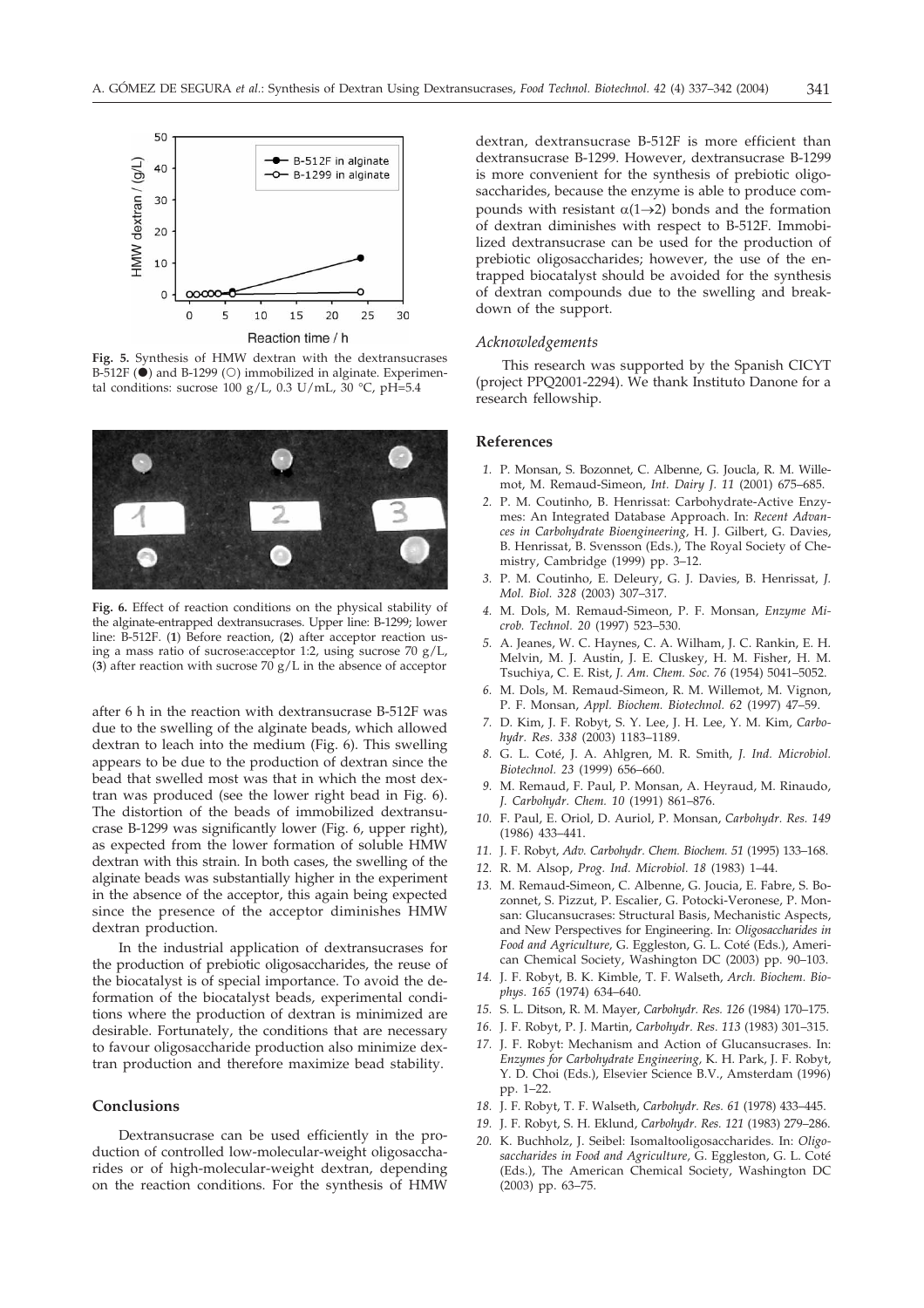**Fig. 5.** Synthesis of HMW dextran with the dextransucrases B-512F (●) and B-1299 (○) immobilized in alginate. Experimental conditions: sucrose 100 g/L, 0.3 U/mL, 30 °C, pH=5.4

**Fig. 6.** Effect of reaction conditions on the physical stability of the alginate-entrapped dextransucrases. Upper line: B-1299; lower line: B-512F. (**1**) Before reaction, (**2**) after acceptor reaction using a mass ratio of sucrose:acceptor 1:2, using sucrose 70 g/L, (**3**) after reaction with sucrose 70 g/L in the absence of acceptor

after 6 h in the reaction with dextransucrase B-512F was due to the swelling of the alginate beads, which allowed dextran to leach into the medium (Fig. 6). This swelling appears to be due to the production of dextran since the bead that swelled most was that in which the most dextran was produced (see the lower right bead in Fig. 6). The distortion of the beads of immobilized dextransucrase B-1299 was significantly lower (Fig. 6, upper right), as expected from the lower formation of soluble HMW dextran with this strain. In both cases, the swelling of the alginate beads was substantially higher in the experiment in the absence of the acceptor, this again being expected since the presence of the acceptor diminishes HMW dextran production.

In the industrial application of dextransucrases for the production of prebiotic oligosaccharides, the reuse of the biocatalyst is of special importance. To avoid the deformation of the biocatalyst beads, experimental conditions where the production of dextran is minimized are desirable. Fortunately, the conditions that are necessary to favour oligosaccharide production also minimize dextran production and therefore maximize bead stability.

## Conclusions

Dextransucrase can be used efficiently in the production of controlled low-molecular-weight oligosaccharides or of high-molecular-weight dextran, depending on the reaction conditions. For the synthesis of HMW dextran, dextransucrase B-512F is more efficient than dextransucrase B-1299. However, dextransucrase B-1299 is more convenient for the synthesis of prebiotic oligosaccharides, because the enzyme is able to produce compounds with resistant $\alpha(1\rightarrow2)$ bonds and the formation of dextran diminishes with respect to B-512F. Immobilized dextransucrase can be used for the production of prebiotic oligosaccharides; however, the use of the entrapped biocatalyst should be avoided for the synthesis of dextran compounds due to the swelling and breakdown of the support.

### *Acknowledgements*

This research was supported by the Spanish CICYT (project PPQ2001-2294). We thank Instituto Danone for a research fellowship.

## References

1. P. Monsan, S. Bozonnet, C. Albenne, G. Joucla, R. M. Willemot, M. Remaud-Simeon, *Int. Dairy J. 11* (2001) 675–685.
2. P. M. Coutinho, B. Henrissat: Carbohydrate-Active Enzymes: An Integrated Database Approach. In: *Recent Advances in Carbohydrate Bioengineering*, H. J. Gilbert, G. Davies, B. Henrissat, B. Svensson (Eds.), The Royal Society of Chemistry, Cambridge (1999) pp. 3–12.
3. P. M. Coutinho, E. Deleury, G. J. Davies, B. Henrissat, *J. Mol. Biol. 328* (2003) 307–317.
4. M. Dols, M. Remaud-Simeon, P. F. Monsan, *Enzyme Microb. Technol. 20* (1997) 523–530.
5. A. Jeanes, W. C. Haynes, C. A. Wilham, J. C. Rankin, E. H. Melvin, M. J. Austin, J. E. Cluskey, H. M. Fisher, H. M. Tsuchiya, C. E. Rist, *J. Am. Chem. Soc. 76* (1954) 5041–5052.
6. M. Dols, M. Remaud-Simeon, R. M. Willemot, M. Vignon, P. F. Monsan, *Appl. Biochem. Biotechnol. 62* (1997) 47–59.
7. D. Kim, J. F. Robyt, S. Y. Lee, J. H. Lee, Y. M. Kim, *Carbohydr. Res. 338* (2003) 1183–1189.
8. G. L. Coté, J. A. Ahlgren, M. R. Smith, *J. Ind. Microbiol. Biotechnol. 23* (1999) 656–660.
9. M. Remaud, F. Paul, P. Monsan, A. Heyraud, M. Rinaudo, *J. Carbohydr. Chem. 10* (1991) 861–876.
10. F. Paul, E. Oriol, D. Auriol, P. Monsan, *Carbohydr. Res. 149* (1986) 433–441.
11. J. F. Robyt, *Adv. Carbohydr. Chem. Biochem. 51* (1995) 133–168.
12. R. M. Alsop, *Prog. Ind. Microbiol. 18* (1983) 1–44.
13. M. Remaud-Simeon, C. Albenne, G. Joucia, E. Fabre, S. Bozonnet, S. Pizzut, P. Escalier, G. Potocki-Veronese, P. Monsan: Glucansucrases: Structural Basis, Mechanistic Aspects, and New Perspectives for Engineering. In: *Oligosaccharides in Food and Agriculture*, G. Eggleston, G. L. Coté (Eds.), American Chemical Society, Washington DC (2003) pp. 90–103.
14. J. F. Robyt, B. K. Kimble, T. F. Walseth, *Arch. Biochem. Biophys. 165* (1974) 634–640.
15. S. L. Ditson, R. M. Mayer, *Carbohydr. Res. 126* (1984) 170–175.
16. J. F. Robyt, P. J. Martin, *Carbohydr. Res. 113* (1983) 301–315.
17. J. F. Robyt: Mechanism and Action of Glucansucrases. In: *Enzymes for Carbohydrate Engineering*, K. H. Park, J. F. Robyt, Y. D. Choi (Eds.), Elsevier Science B.V., Amsterdam (1996) pp. 1–22.
18. J. F. Robyt, T. F. Walseth, *Carbohydr. Res. 61* (1978) 433–445.
19. J. F. Robyt, S. H. Eklund, *Carbohydr. Res. 121* (1983) 279–286.
20. K. Buchholz, J. Seibel: Isomaltooligosaccharides. In: *Oligosaccharides in Food and Agriculture*, G. Eggleston, G. L. Coté (Eds.), The American Chemical Society, Washington DC (2003) pp. 63–75.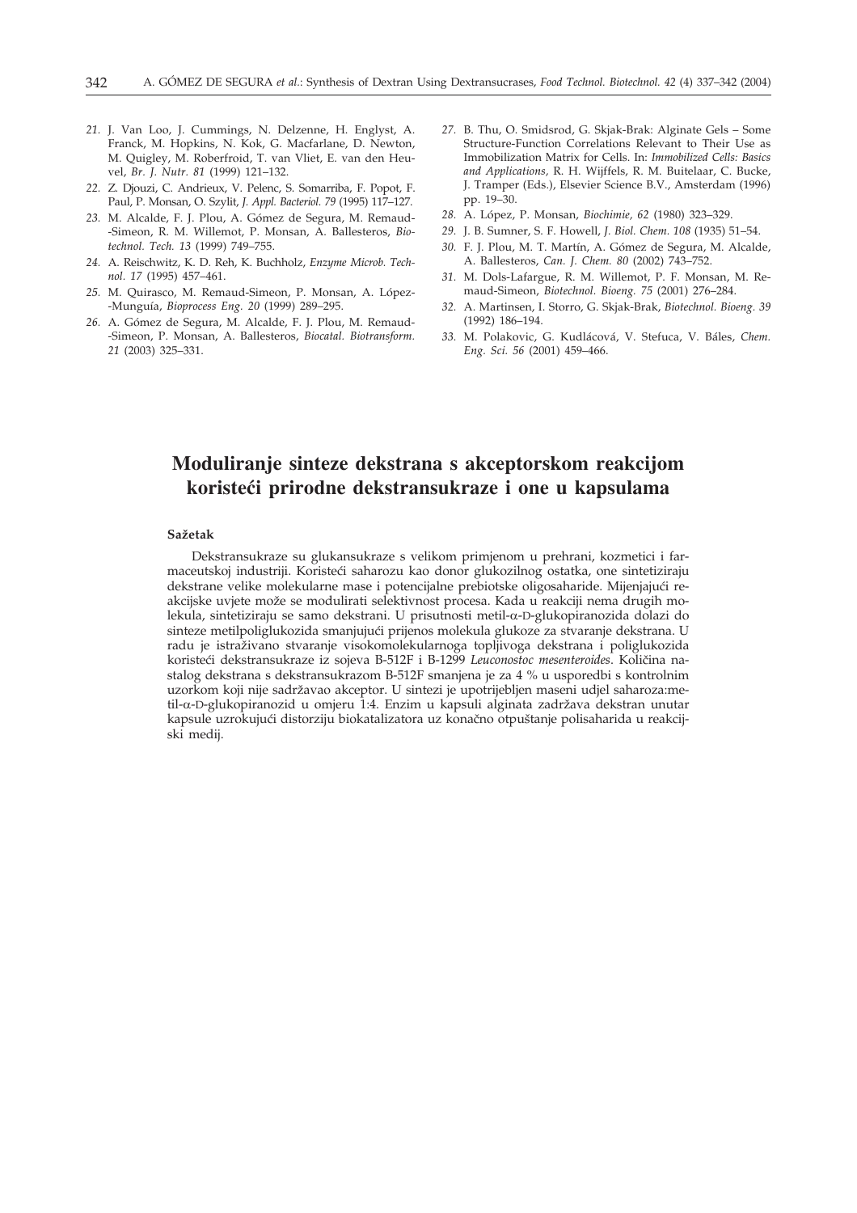21. J. Van Loo, J. Cummings, N. Delzenne, H. Englyst, A. Franck, M. Hopkins, N. Kok, G. Macfarlane, D. Newton, M. Quigley, M. Roberfroid, T. van Vliet, E. van den Heuvel, *Br. J. Nutr. 81* (1999) 121–132.
22. Z. Djouzi, C. Andrieux, V. Pelenc, S. Somarriba, F. Popot, F. Paul, P. Monsan, O. Szylit, *J. Appl. Bacteriol. 79* (1995) 117–127.
23. M. Alcalde, F. J. Plou, A. Gómez de Segura, M. Remaud-Simeon, R. M. Willemot, P. Monsan, A. Ballesteros, *Biotechnol. Tech. 13* (1999) 749–755.
24. A. Reischwitz, K. D. Reh, K. Buchholz, *Enzyme Microb. Technol. 17* (1995) 457–461.
25. M. Quirasco, M. Remaud-Simeon, P. Monsan, A. López-Munguía, *Bioprocess Eng. 20* (1999) 289–295.
26. A. Gómez de Segura, M. Alcalde, F. J. Plou, M. Remaud-Simeon, P. Monsan, A. Ballesteros, *Biocatal. Biotransform. 21* (2003) 325–331.
27. B. Thu, O. Smidsrod, G. Skjak-Brak: Alginate Gels – Some Structure-Function Correlations Relevant to Their Use as Immobilization Matrix for Cells. In: *Immobilized Cells: Basics and Applications*, R. H. Wijffels, R. M. Buitelaar, C. Bucke, J. Tramper (Eds.), Elsevier Science B.V., Amsterdam (1996) pp. 19–30.
28. A. López, P. Monsan, *Biochimie, 62* (1980) 323–329.
29. J. B. Sumner, S. F. Howell, *J. Biol. Chem. 108* (1935) 51–54.
30. F. J. Plou, M. T. Martín, A. Gómez de Segura, M. Alcalde, A. Ballesteros, *Can. J. Chem. 80* (2002) 743–752.
31. M. Dols-Lafargue, R. M. Willemot, P. F. Monsan, M. Remaud-Simeon, *Biotechnol. Bioeng. 75* (2001) 276–284.
32. A. Martinsen, I. Storro, G. Skjak-Brak, *Biotechnol. Bioeng. 39* (1992) 186–194.
33. M. Polakovic, G. Kudlácová, V. Stefuca, V. Báles, *Chem. Eng. Sci. 56* (2001) 459–466.

# Moduliranje sinteze dekstrana s akceptorskom reakcijom koristeći prirodne dekstransukraze i one u kapsulama

#### Sažetak

Dekstransukraze su glukansukraze s velikom primjenom u prehrani, kozmetici i farmaceutskoj industriji. Koristeći saharozu kao donor glukozilnog ostatka, one sintetiziraju dekstrane velike molekularne mase i potencijalne prebiotske oligosaharide. Mijenjajući reakcijske uvjete može se modulirati selektivnost procesa. Kada u reakciji nema drugih molekula, sintetiziraju se samo dekstrani. U prisutnosti metil-α-D-glukopiranozida dolazi do sinteze metilpoliglukozida smanjujući prijenos molekula glukoze za stvaranje dekstrana. U radu je istraživano stvaranje visokomolekularnoga topljivoga dekstrana i poliglukozida koristeći dekstransukraze iz sojeva B-512F i B-1299 *Leuconostoc mesenteroides*. Količina nastalog dekstrana s dekstransukrazom B-512F smanjena je za 4 % u usporedbi s kontrolnim uzorkom koji nije sadržavao akceptor. U sintezi je upotrijebljen maseni udjel saharoza:metil-α-D-glukopiranozid u omjeru 1:4. Enzim u kapsuli alginata zadržava dekstran unutar kapsule uzrokujući distorziju biokatalizatora uz konačno otpuštanje polisaharida u reakcijski medij.